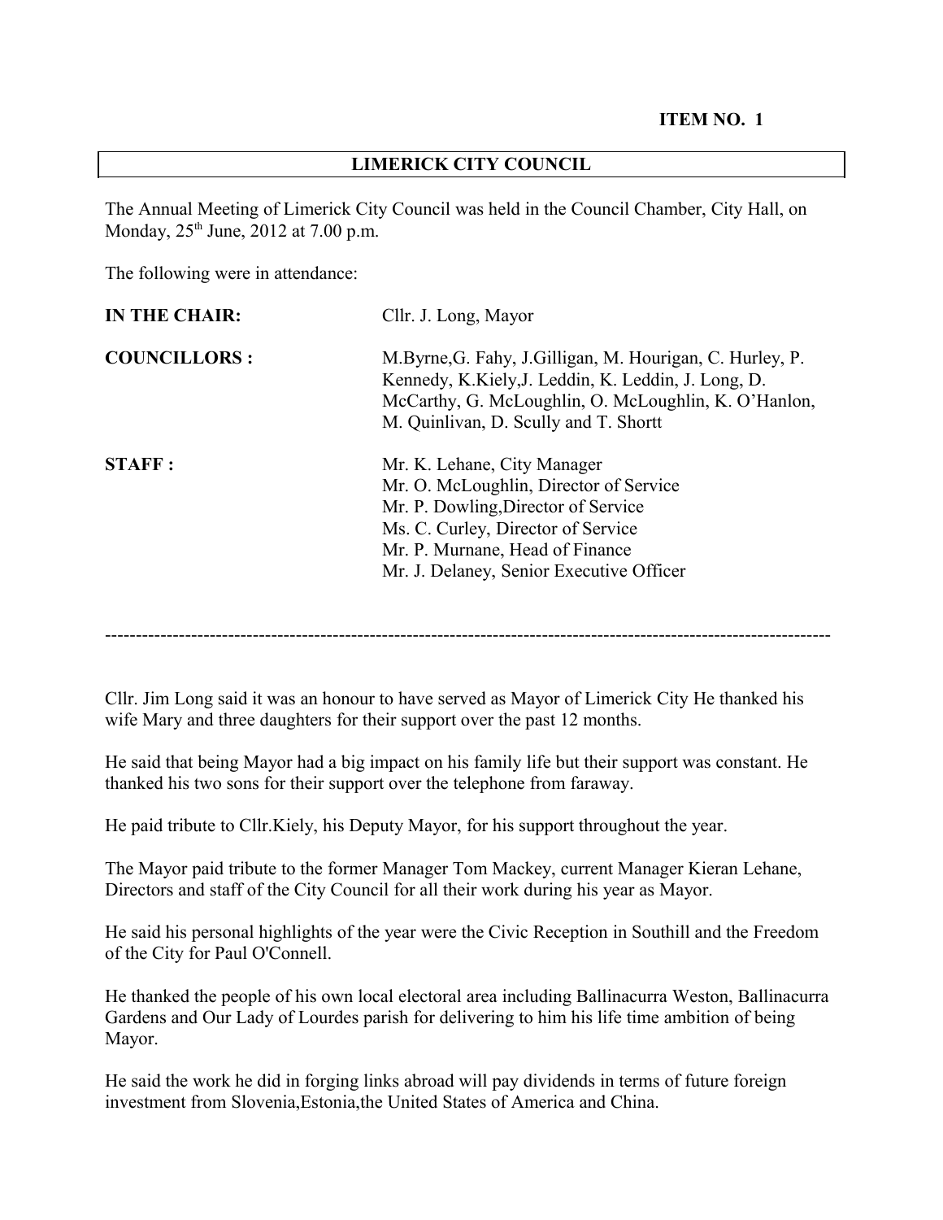**ITEM NO. 1**

## LIMERICK CITY COUNCIL

The Annual Meeting of Limerick City Council was held in the Council Chamber, City Hall, on Monday, 25th June, 2012 at 7.00 p.m.

The following were in attendance:

| | |
|---|---|
| **IN THE CHAIR:** | Cllr. J. Long, Mayor |
| **COUNCILLORS :** | M.Byrne,G. Fahy, J.Gilligan, M. Hourigan, C. Hurley, P. Kennedy, K.Kiely,J. Leddin, K. Leddin, J. Long, D. McCarthy, G. McLoughlin, O. McLoughlin, K. O'Hanlon, M. Quinlivan, D. Scully and T. Shortt |
| **STAFF :** | Mr. K. Lehane, City Manager<br>Mr. O. McLoughlin, Director of Service<br>Mr. P. Dowling,Director of Service<br>Ms. C. Curley, Director of Service<br>Mr. P. Murnane, Head of Finance<br>Mr. J. Delaney, Senior Executive Officer |

---

Cllr. Jim Long said it was an honour to have served as Mayor of Limerick City He thanked his wife Mary and three daughters for their support over the past 12 months.

He said that being Mayor had a big impact on his family life but their support was constant. He thanked his two sons for their support over the telephone from faraway.

He paid tribute to Cllr.Kiely, his Deputy Mayor, for his support throughout the year.

The Mayor paid tribute to the former Manager Tom Mackey, current Manager Kieran Lehane, Directors and staff of the City Council for all their work during his year as Mayor.

He said his personal highlights of the year were the Civic Reception in Southill and the Freedom of the City for Paul O'Connell.

He thanked the people of his own local electoral area including Ballinacurra Weston, Ballinacurra Gardens and Our Lady of Lourdes parish for delivering to him his life time ambition of being Mayor.

He said the work he did in forging links abroad will pay dividends in terms of future foreign investment from Slovenia,Estonia,the United States of America and China.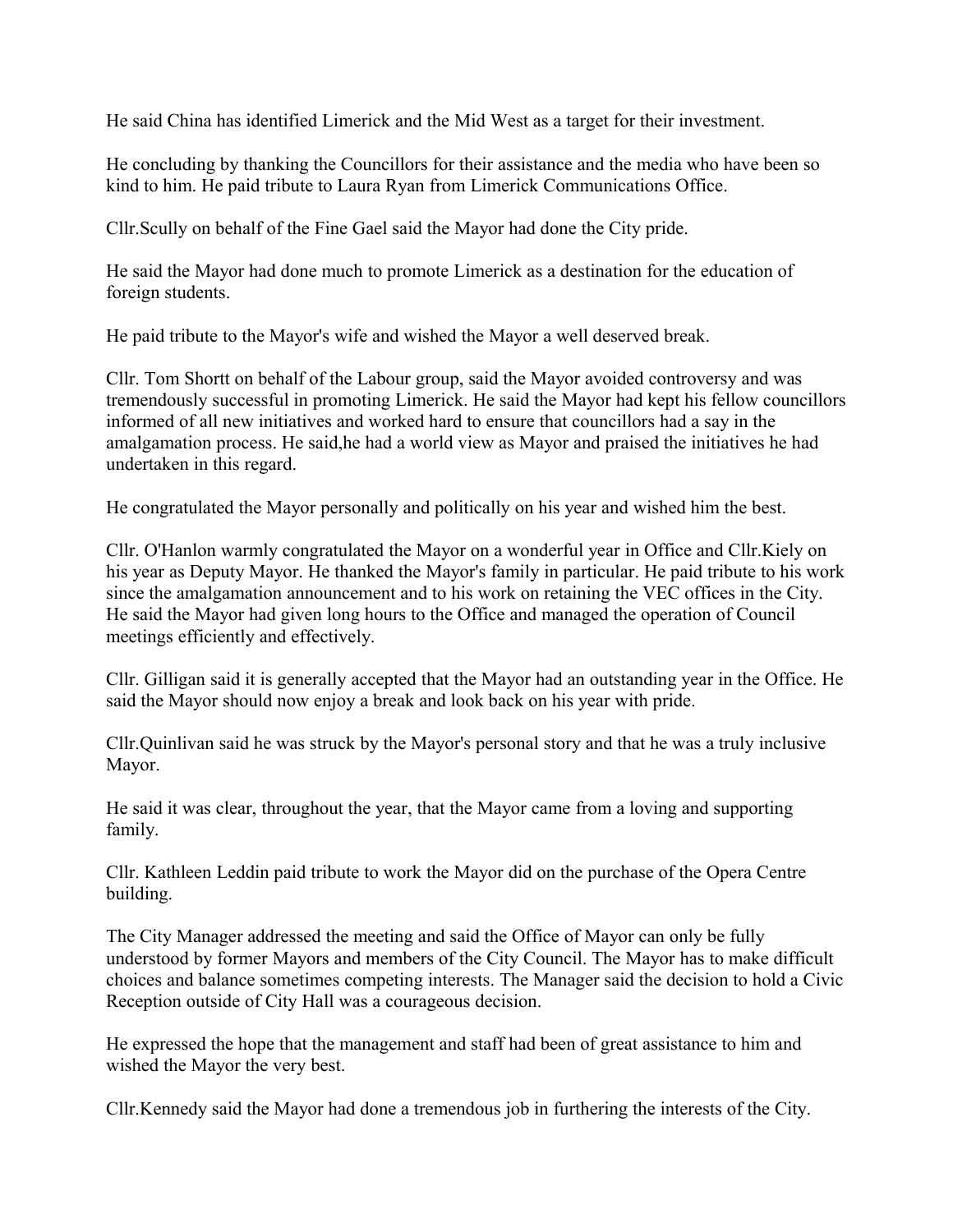He said China has identified Limerick and the Mid West as a target for their investment.

He concluding by thanking the Councillors for their assistance and the media who have been so kind to him. He paid tribute to Laura Ryan from Limerick Communications Office.

Cllr.Scully on behalf of the Fine Gael said the Mayor had done the City pride.

He said the Mayor had done much to promote Limerick as a destination for the education of foreign students.

He paid tribute to the Mayor's wife and wished the Mayor a well deserved break.

Cllr. Tom Shortt on behalf of the Labour group, said the Mayor avoided controversy and was tremendously successful in promoting Limerick. He said the Mayor had kept his fellow councillors informed of all new initiatives and worked hard to ensure that councillors had a say in the amalgamation process. He said,he had a world view as Mayor and praised the initiatives he had undertaken in this regard.

He congratulated the Mayor personally and politically on his year and wished him the best.

Cllr. O'Hanlon warmly congratulated the Mayor on a wonderful year in Office and Cllr.Kiely on his year as Deputy Mayor. He thanked the Mayor's family in particular. He paid tribute to his work since the amalgamation announcement and to his work on retaining the VEC offices in the City. He said the Mayor had given long hours to the Office and managed the operation of Council meetings efficiently and effectively.

Cllr. Gilligan said it is generally accepted that the Mayor had an outstanding year in the Office. He said the Mayor should now enjoy a break and look back on his year with pride.

Cllr.Quinlivan said he was struck by the Mayor's personal story and that he was a truly inclusive Mayor.

He said it was clear, throughout the year, that the Mayor came from a loving and supporting family.

Cllr. Kathleen Leddin paid tribute to work the Mayor did on the purchase of the Opera Centre building.

The City Manager addressed the meeting and said the Office of Mayor can only be fully understood by former Mayors and members of the City Council. The Mayor has to make difficult choices and balance sometimes competing interests. The Manager said the decision to hold a Civic Reception outside of City Hall was a courageous decision.

He expressed the hope that the management and staff had been of great assistance to him and wished the Mayor the very best.

Cllr.Kennedy said the Mayor had done a tremendous job in furthering the interests of the City.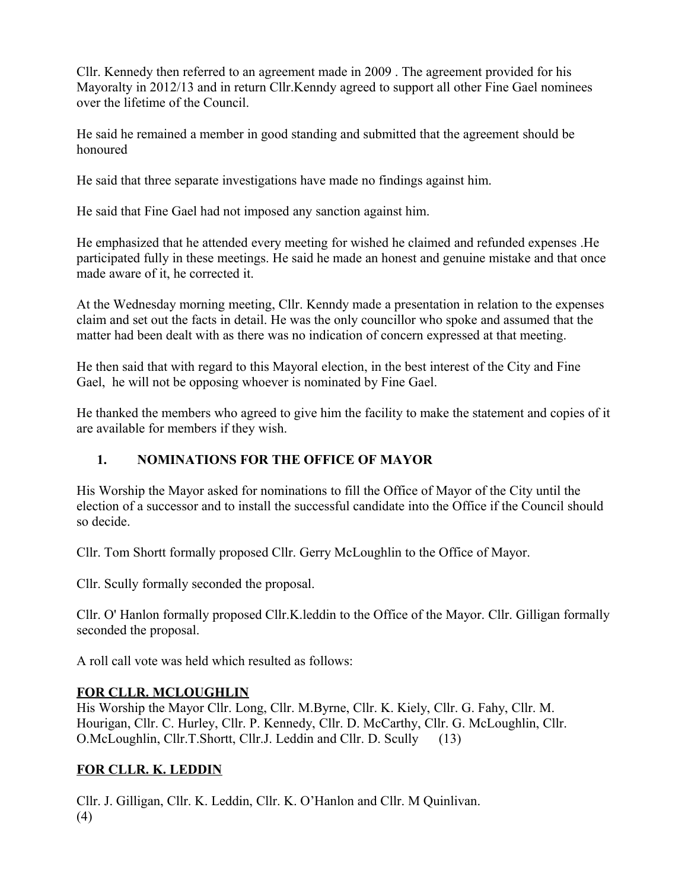Cllr. Kennedy then referred to an agreement made in 2009 . The agreement provided for his Mayoralty in 2012/13 and in return Cllr.Kenndy agreed to support all other Fine Gael nominees over the lifetime of the Council.

He said he remained a member in good standing and submitted that the agreement should be honoured

He said that three separate investigations have made no findings against him.

He said that Fine Gael had not imposed any sanction against him.

He emphasized that he attended every meeting for wished he claimed and refunded expenses .He participated fully in these meetings. He said he made an honest and genuine mistake and that once made aware of it, he corrected it.

At the Wednesday morning meeting, Cllr. Kenndy made a presentation in relation to the expenses claim and set out the facts in detail. He was the only councillor who spoke and assumed that the matter had been dealt with as there was no indication of concern expressed at that meeting.

He then said that with regard to this Mayoral election, in the best interest of the City and Fine Gael, he will not be opposing whoever is nominated by Fine Gael.

He thanked the members who agreed to give him the facility to make the statement and copies of it are available for members if they wish.

## 1. NOMINATIONS FOR THE OFFICE OF MAYOR

His Worship the Mayor asked for nominations to fill the Office of Mayor of the City until the election of a successor and to install the successful candidate into the Office if the Council should so decide.

Cllr. Tom Shortt formally proposed Cllr. Gerry McLoughlin to the Office of Mayor.

Cllr. Scully formally seconded the proposal.

Cllr. O' Hanlon formally proposed Cllr.K.leddin to the Office of the Mayor. Cllr. Gilligan formally seconded the proposal.

A roll call vote was held which resulted as follows:

**FOR CLLR. MCLOUGHLIN**

His Worship the Mayor Cllr. Long, Cllr. M.Byrne, Cllr. K. Kiely, Cllr. G. Fahy, Cllr. M. Hourigan, Cllr. C. Hurley, Cllr. P. Kennedy, Cllr. D. McCarthy, Cllr. G. McLoughlin, Cllr. O.McLoughlin, Cllr.T.Shortt, Cllr.J. Leddin and Cllr. D. Scully (13)

**FOR CLLR. K. LEDDIN**

Cllr. J. Gilligan, Cllr. K. Leddin, Cllr. K. O'Hanlon and Cllr. M Quinlivan.
(4)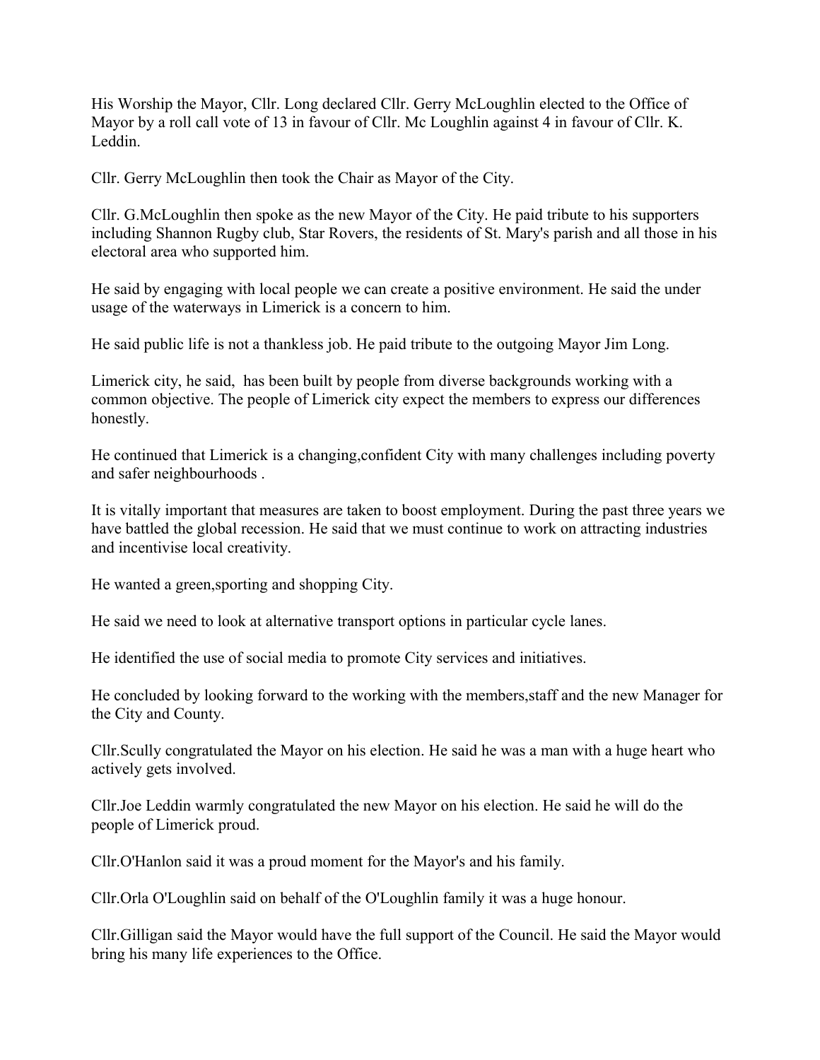His Worship the Mayor, Cllr. Long declared Cllr. Gerry McLoughlin elected to the Office of Mayor by a roll call vote of 13 in favour of Cllr. Mc Loughlin against 4 in favour of Cllr. K. Leddin.

Cllr. Gerry McLoughlin then took the Chair as Mayor of the City.

Cllr. G.McLoughlin then spoke as the new Mayor of the City. He paid tribute to his supporters including Shannon Rugby club, Star Rovers, the residents of St. Mary's parish and all those in his electoral area who supported him.

He said by engaging with local people we can create a positive environment. He said the under usage of the waterways in Limerick is a concern to him.

He said public life is not a thankless job. He paid tribute to the outgoing Mayor Jim Long.

Limerick city, he said, has been built by people from diverse backgrounds working with a common objective. The people of Limerick city expect the members to express our differences honestly.

He continued that Limerick is a changing,confident City with many challenges including poverty and safer neighbourhoods .

It is vitally important that measures are taken to boost employment. During the past three years we have battled the global recession. He said that we must continue to work on attracting industries and incentivise local creativity.

He wanted a green,sporting and shopping City.

He said we need to look at alternative transport options in particular cycle lanes.

He identified the use of social media to promote City services and initiatives.

He concluded by looking forward to the working with the members,staff and the new Manager for the City and County.

Cllr.Scully congratulated the Mayor on his election. He said he was a man with a huge heart who actively gets involved.

Cllr.Joe Leddin warmly congratulated the new Mayor on his election. He said he will do the people of Limerick proud.

Cllr.O'Hanlon said it was a proud moment for the Mayor's and his family.

Cllr.Orla O'Loughlin said on behalf of the O'Loughlin family it was a huge honour.

Cllr.Gilligan said the Mayor would have the full support of the Council. He said the Mayor would bring his many life experiences to the Office.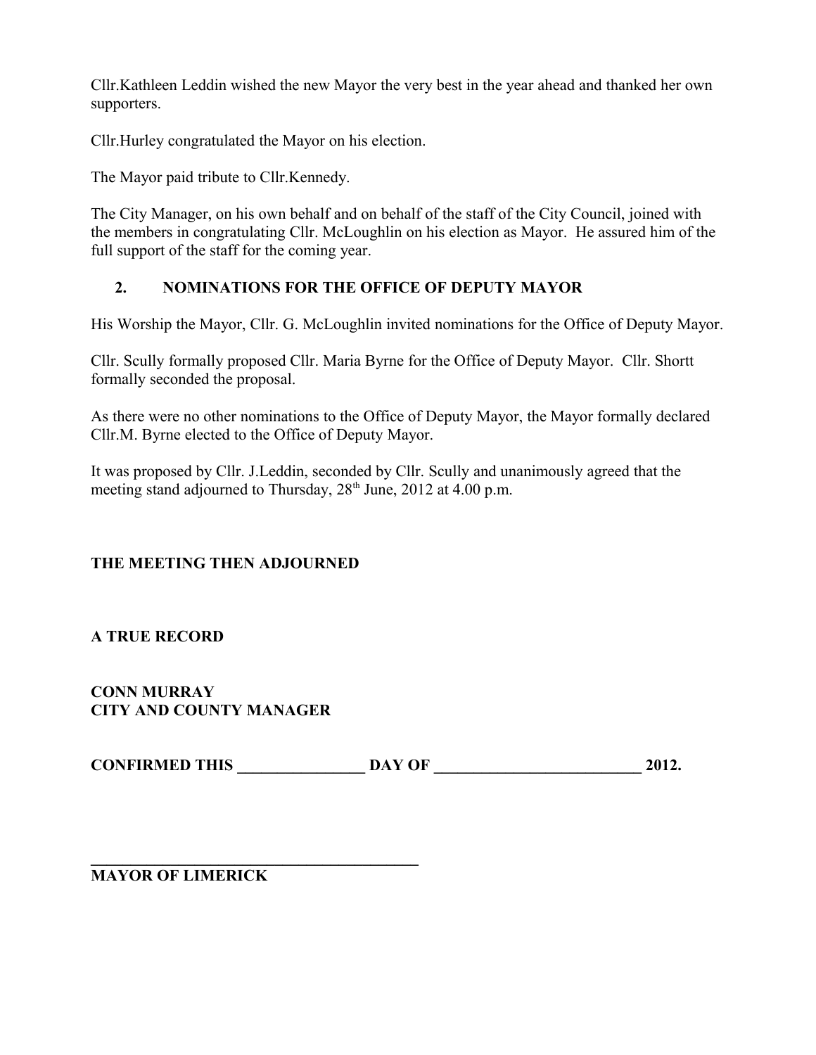Cllr.Kathleen Leddin wished the new Mayor the very best in the year ahead and thanked her own supporters.

Cllr.Hurley congratulated the Mayor on his election.

The Mayor paid tribute to Cllr.Kennedy.

The City Manager, on his own behalf and on behalf of the staff of the City Council, joined with the members in congratulating Cllr. McLoughlin on his election as Mayor. He assured him of the full support of the staff for the coming year.

## 2. NOMINATIONS FOR THE OFFICE OF DEPUTY MAYOR

His Worship the Mayor, Cllr. G. McLoughlin invited nominations for the Office of Deputy Mayor.

Cllr. Scully formally proposed Cllr. Maria Byrne for the Office of Deputy Mayor. Cllr. Shortt formally seconded the proposal.

As there were no other nominations to the Office of Deputy Mayor, the Mayor formally declared Cllr.M. Byrne elected to the Office of Deputy Mayor.

It was proposed by Cllr. J.Leddin, seconded by Cllr. Scully and unanimously agreed that the meeting stand adjourned to Thursday, 28th June, 2012 at 4.00 p.m.

**THE MEETING THEN ADJOURNED**

**A TRUE RECORD**

**CONN MURRAY**
**CITY AND COUNTY MANAGER**

**CONFIRMED THIS ________________ DAY OF __________________________ 2012.**

**___________________________________________**
**MAYOR OF LIMERICK**